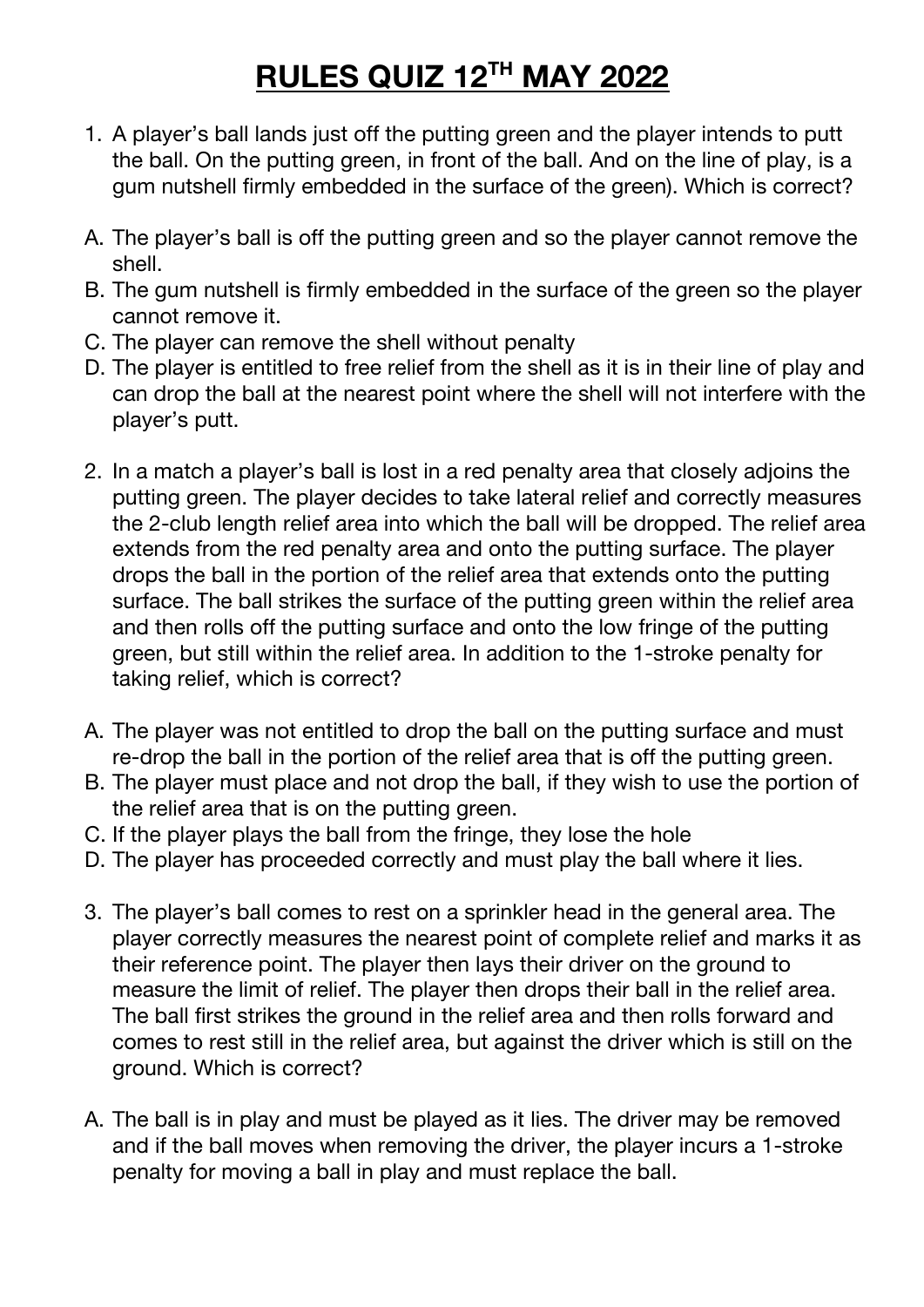# RULES QUIZ 12TH MAY 2022

1. A player's ball lands just off the putting green and the player intends to putt the ball. On the putting green, in front of the ball. And on the line of play, is a gum nutshell firmly embedded in the surface of the green). Which is correct?

A. The player's ball is off the putting green and so the player cannot remove the shell.
B. The gum nutshell is firmly embedded in the surface of the green so the player cannot remove it.
C. The player can remove the shell without penalty
D. The player is entitled to free relief from the shell as it is in their line of play and can drop the ball at the nearest point where the shell will not interfere with the player's putt.

2. In a match a player's ball is lost in a red penalty area that closely adjoins the putting green. The player decides to take lateral relief and correctly measures the 2-club length relief area into which the ball will be dropped. The relief area extends from the red penalty area and onto the putting surface. The player drops the ball in the portion of the relief area that extends onto the putting surface. The ball strikes the surface of the putting green within the relief area and then rolls off the putting surface and onto the low fringe of the putting green, but still within the relief area. In addition to the 1-stroke penalty for taking relief, which is correct?

A. The player was not entitled to drop the ball on the putting surface and must re-drop the ball in the portion of the relief area that is off the putting green.
B. The player must place and not drop the ball, if they wish to use the portion of the relief area that is on the putting green.
C. If the player plays the ball from the fringe, they lose the hole
D. The player has proceeded correctly and must play the ball where it lies.

3. The player's ball comes to rest on a sprinkler head in the general area. The player correctly measures the nearest point of complete relief and marks it as their reference point. The player then lays their driver on the ground to measure the limit of relief. The player then drops their ball in the relief area. The ball first strikes the ground in the relief area and then rolls forward and comes to rest still in the relief area, but against the driver which is still on the ground. Which is correct?

A. The ball is in play and must be played as it lies. The driver may be removed and if the ball moves when removing the driver, the player incurs a 1-stroke penalty for moving a ball in play and must replace the ball.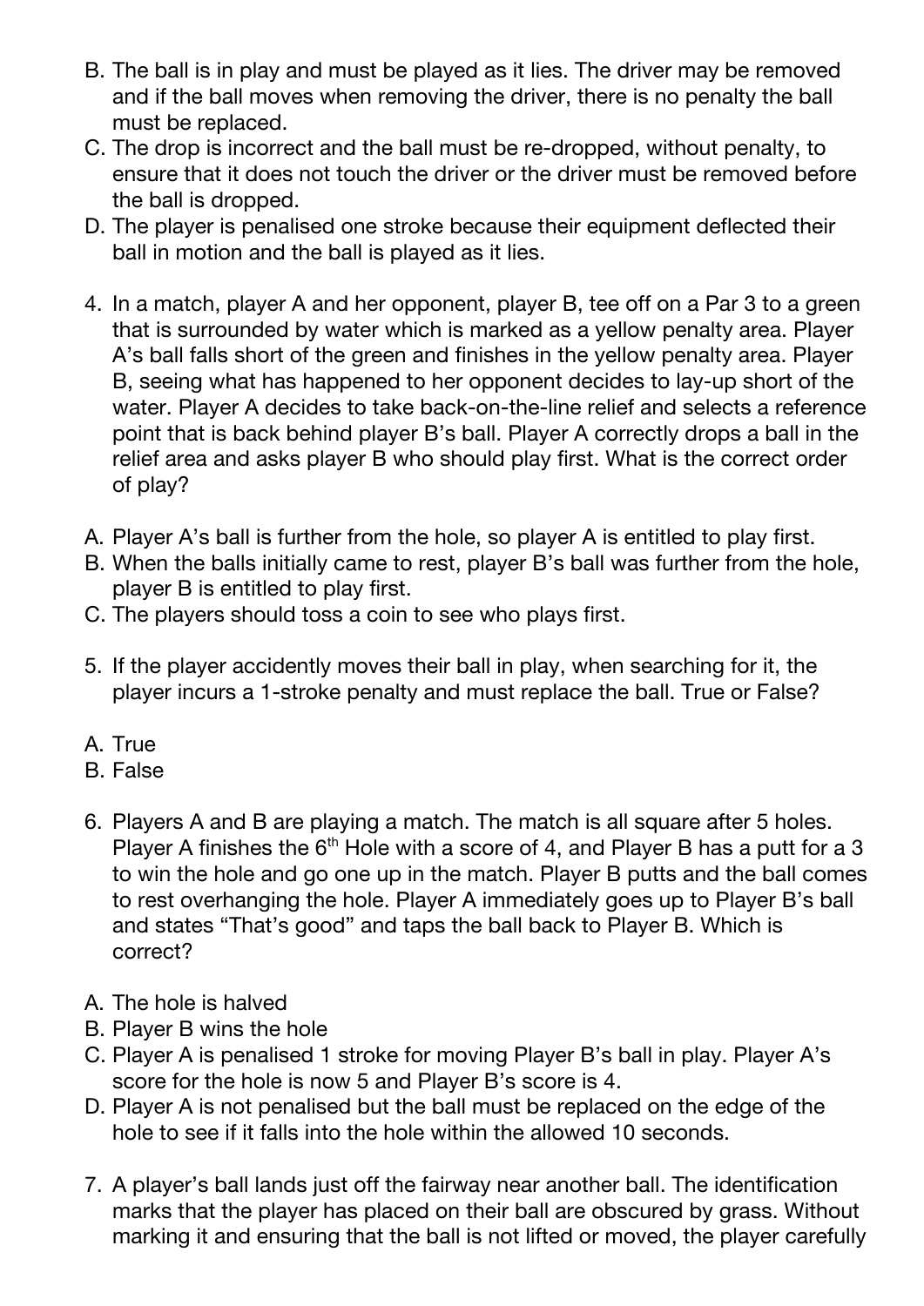B. The ball is in play and must be played as it lies. The driver may be removed and if the ball moves when removing the driver, there is no penalty the ball must be replaced.
C. The drop is incorrect and the ball must be re-dropped, without penalty, to ensure that it does not touch the driver or the driver must be removed before the ball is dropped.
D. The player is penalised one stroke because their equipment deflected their ball in motion and the ball is played as it lies.

4. In a match, player A and her opponent, player B, tee off on a Par 3 to a green that is surrounded by water which is marked as a yellow penalty area. Player A's ball falls short of the green and finishes in the yellow penalty area. Player B, seeing what has happened to her opponent decides to lay-up short of the water. Player A decides to take back-on-the-line relief and selects a reference point that is back behind player B's ball. Player A correctly drops a ball in the relief area and asks player B who should play first. What is the correct order of play?

A. Player A's ball is further from the hole, so player A is entitled to play first.
B. When the balls initially came to rest, player B's ball was further from the hole, player B is entitled to play first.
C. The players should toss a coin to see who plays first.

5. If the player accidently moves their ball in play, when searching for it, the player incurs a 1-stroke penalty and must replace the ball. True or False?

A. True
B. False

6. Players A and B are playing a match. The match is all square after 5 holes. Player A finishes the 6th Hole with a score of 4, and Player B has a putt for a 3 to win the hole and go one up in the match. Player B putts and the ball comes to rest overhanging the hole. Player A immediately goes up to Player B's ball and states "That's good" and taps the ball back to Player B. Which is correct?

A. The hole is halved
B. Player B wins the hole
C. Player A is penalised 1 stroke for moving Player B's ball in play. Player A's score for the hole is now 5 and Player B's score is 4.
D. Player A is not penalised but the ball must be replaced on the edge of the hole to see if it falls into the hole within the allowed 10 seconds.

7. A player's ball lands just off the fairway near another ball. The identification marks that the player has placed on their ball are obscured by grass. Without marking it and ensuring that the ball is not lifted or moved, the player carefully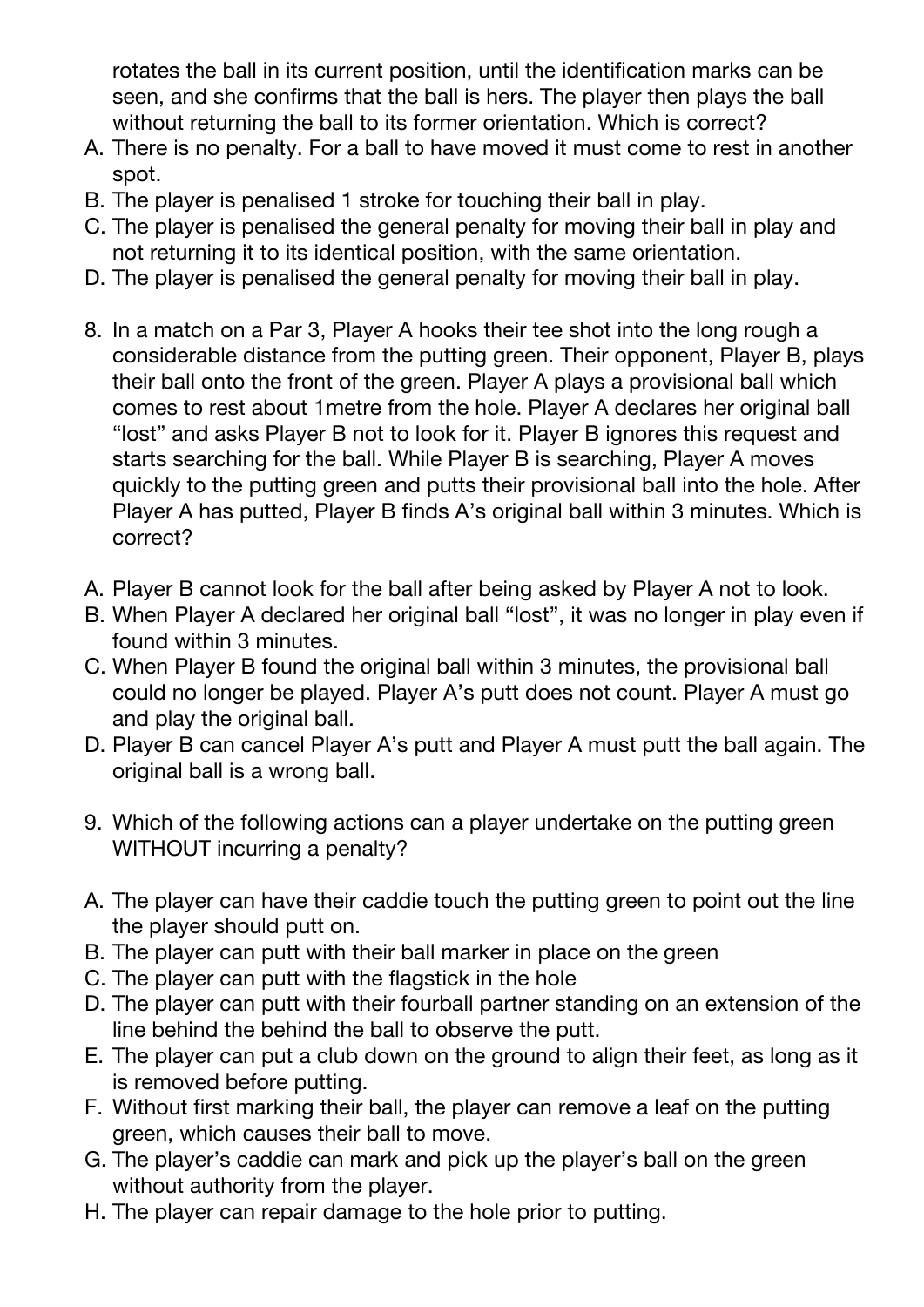rotates the ball in its current position, until the identification marks can be seen, and she confirms that the ball is hers. The player then plays the ball without returning the ball to its former orientation. Which is correct?

A. There is no penalty. For a ball to have moved it must come to rest in another spot.
B. The player is penalised 1 stroke for touching their ball in play.
C. The player is penalised the general penalty for moving their ball in play and not returning it to its identical position, with the same orientation.
D. The player is penalised the general penalty for moving their ball in play.

8. In a match on a Par 3, Player A hooks their tee shot into the long rough a considerable distance from the putting green. Their opponent, Player B, plays their ball onto the front of the green. Player A plays a provisional ball which comes to rest about 1metre from the hole. Player A declares her original ball "lost" and asks Player B not to look for it. Player B ignores this request and starts searching for the ball. While Player B is searching, Player A moves quickly to the putting green and putts their provisional ball into the hole. After Player A has putted, Player B finds A's original ball within 3 minutes. Which is correct?

A. Player B cannot look for the ball after being asked by Player A not to look.
B. When Player A declared her original ball "lost", it was no longer in play even if found within 3 minutes.
C. When Player B found the original ball within 3 minutes, the provisional ball could no longer be played. Player A's putt does not count. Player A must go and play the original ball.
D. Player B can cancel Player A's putt and Player A must putt the ball again. The original ball is a wrong ball.

9. Which of the following actions can a player undertake on the putting green WITHOUT incurring a penalty?

A. The player can have their caddie touch the putting green to point out the line the player should putt on.
B. The player can putt with their ball marker in place on the green
C. The player can putt with the flagstick in the hole
D. The player can putt with their fourball partner standing on an extension of the line behind the behind the ball to observe the putt.
E. The player can put a club down on the ground to align their feet, as long as it is removed before putting.
F. Without first marking their ball, the player can remove a leaf on the putting green, which causes their ball to move.
G. The player's caddie can mark and pick up the player's ball on the green without authority from the player.
H. The player can repair damage to the hole prior to putting.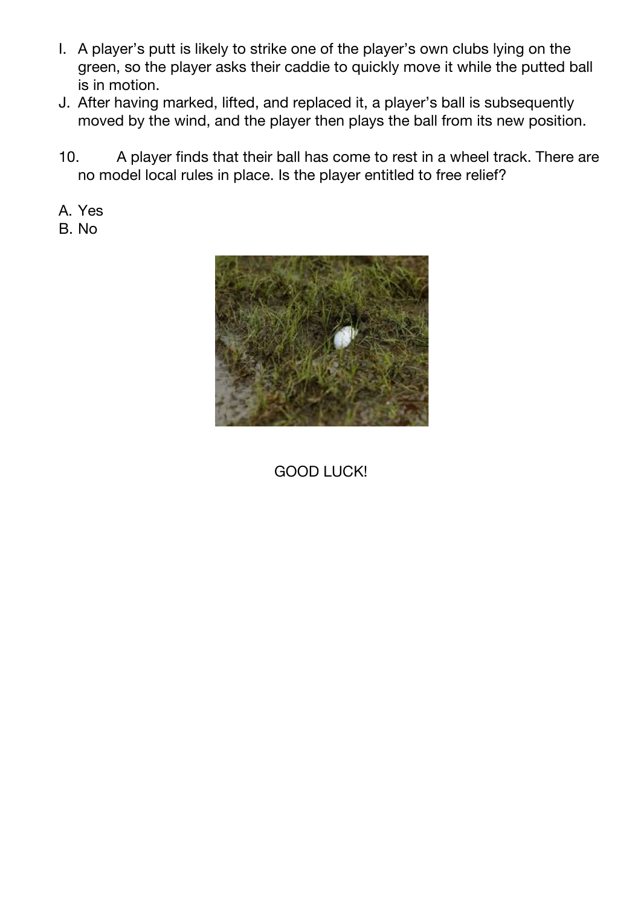I. A player's putt is likely to strike one of the player's own clubs lying on the green, so the player asks their caddie to quickly move it while the putted ball is in motion.
J. After having marked, lifted, and replaced it, a player's ball is subsequently moved by the wind, and the player then plays the ball from its new position.

10. A player finds that their ball has come to rest in a wheel track. There are no model local rules in place. Is the player entitled to free relief?

A. Yes
B. No

GOOD LUCK!